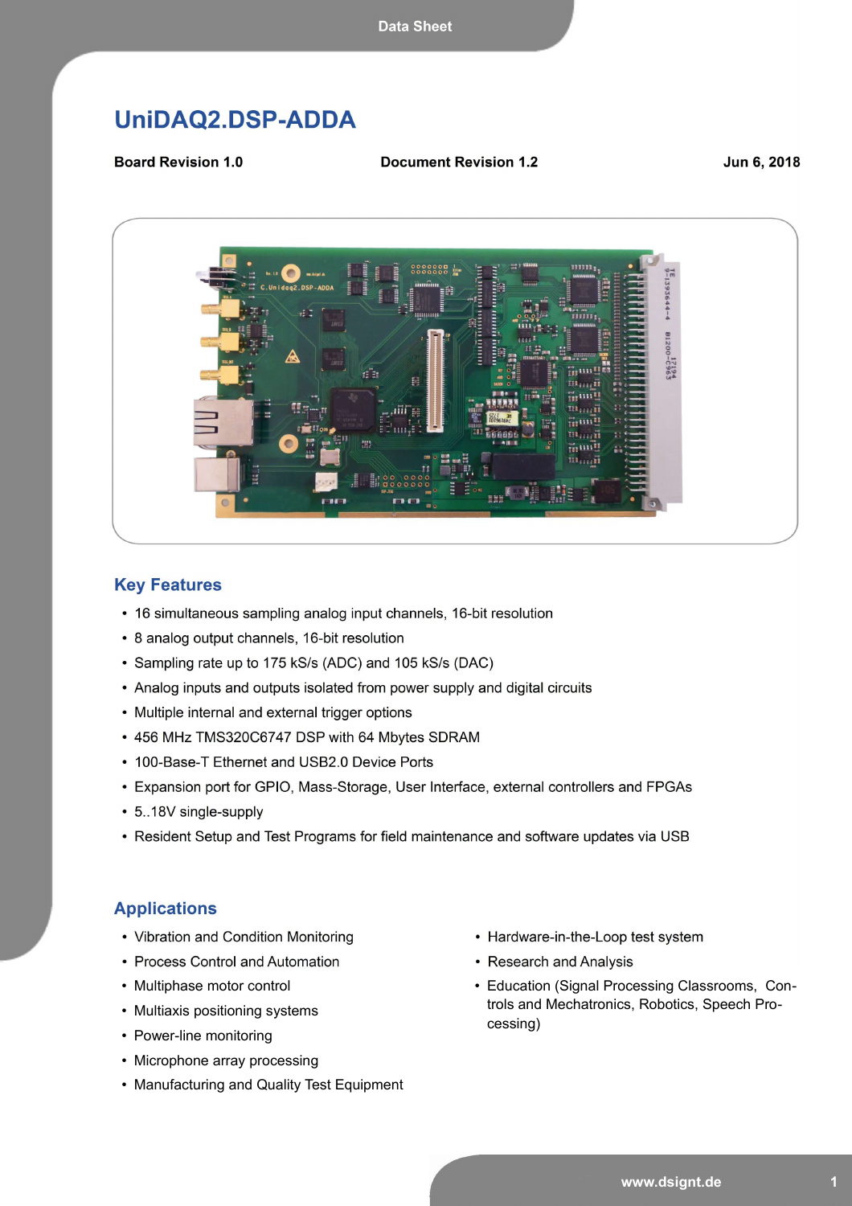Data Sheet

# UniDAQ2.DSP-ADDA

**Board Revision 1.0** **Document Revision 1.2** **Jun 6, 2018**

## Key Features

- 16 simultaneous sampling analog input channels, 16-bit resolution
- 8 analog output channels, 16-bit resolution
- Sampling rate up to 175 kS/s (ADC) and 105 kS/s (DAC)
- Analog inputs and outputs isolated from power supply and digital circuits
- Multiple internal and external trigger options
- 456 MHz TMS320C6747 DSP with 64 Mbytes SDRAM
- 100-Base-T Ethernet and USB2.0 Device Ports
- Expansion port for GPIO, Mass-Storage, User Interface, external controllers and FPGAs
- 5..18V single-supply
- Resident Setup and Test Programs for field maintenance and software updates via USB

## Applications

- Vibration and Condition Monitoring
- Process Control and Automation
- Multiphase motor control
- Multiaxis positioning systems
- Power-line monitoring
- Microphone array processing
- Manufacturing and Quality Test Equipment
- Hardware-in-the-Loop test system
- Research and Analysis
- Education (Signal Processing Classrooms, Controls and Mechatronics, Robotics, Speech Processing)

www.dsignt.de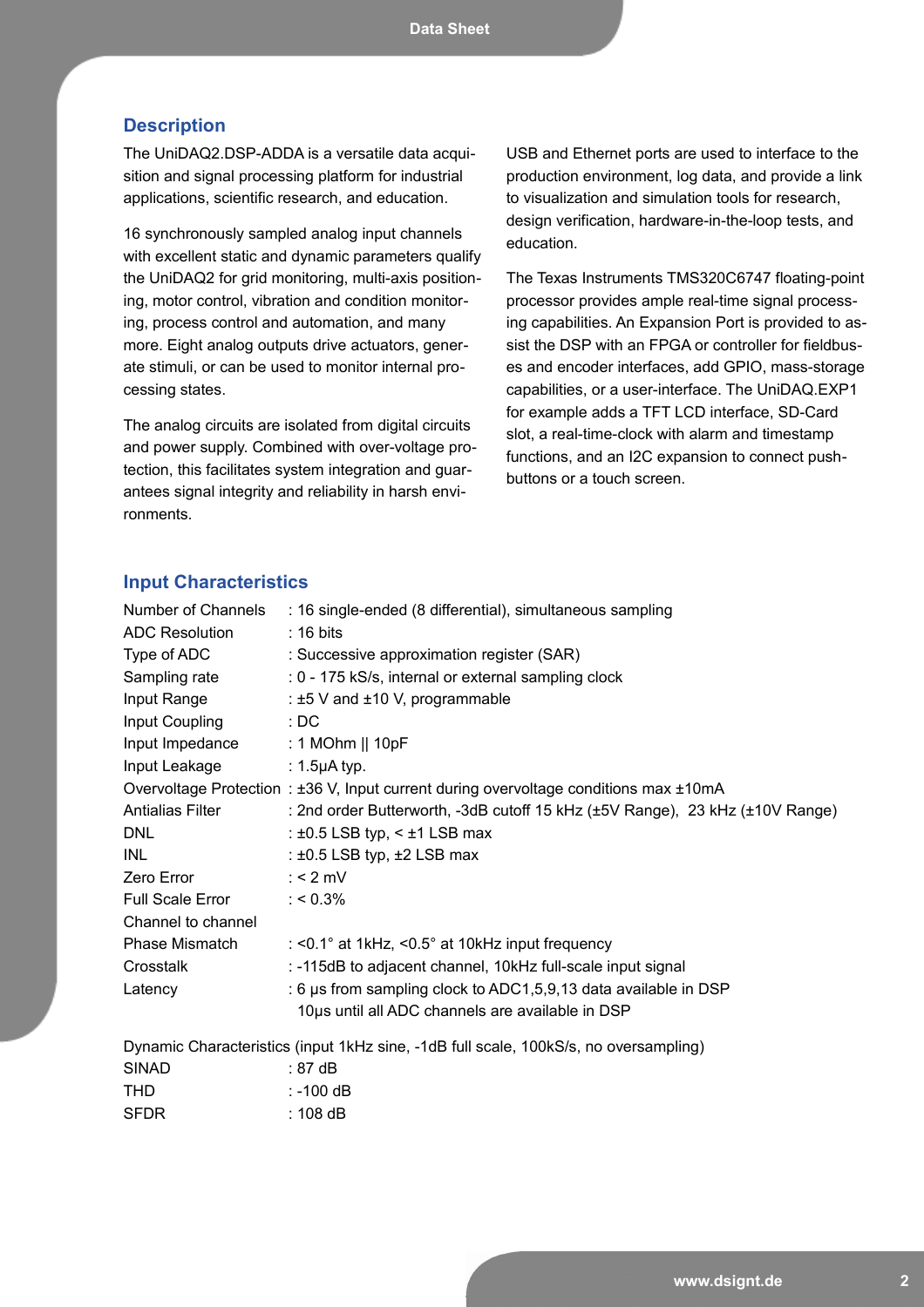## Description

The UniDAQ2.DSP-ADDA is a versatile data acquisition and signal processing platform for industrial applications, scientific research, and education.

16 synchronously sampled analog input channels with excellent static and dynamic parameters qualify the UniDAQ2 for grid monitoring, multi-axis positioning, motor control, vibration and condition monitoring, process control and automation, and many more. Eight analog outputs drive actuators, generate stimuli, or can be used to monitor internal processing states.

The analog circuits are isolated from digital circuits and power supply. Combined with over-voltage protection, this facilitates system integration and guarantees signal integrity and reliability in harsh environments.

USB and Ethernet ports are used to interface to the production environment, log data, and provide a link to visualization and simulation tools for research, design verification, hardware-in-the-loop tests, and education.

The Texas Instruments TMS320C6747 floating-point processor provides ample real-time signal processing capabilities. An Expansion Port is provided to assist the DSP with an FPGA or controller for fieldbusses and encoder interfaces, add GPIO, mass-storage capabilities, or a user-interface. The UniDAQ.EXP1 for example adds a TFT LCD interface, SD-Card slot, a real-time-clock with alarm and timestamp functions, and an I2C expansion to connect push-buttons or a touch screen.

## Input Characteristics

| | |
|---|---|
| Number of Channels | : 16 single-ended (8 differential), simultaneous sampling |
| ADC Resolution | : 16 bits |
| Type of ADC | : Successive approximation register (SAR) |
| Sampling rate | : 0 - 175 kS/s, internal or external sampling clock |
| Input Range | : ±5 V and ±10 V, programmable |
| Input Coupling | : DC |
| Input Impedance | : 1 MOhm \|\| 10pF |
| Input Leakage | : 1.5µA typ. |
| Overvoltage Protection | : ±36 V, Input current during overvoltage conditions max ±10mA |
| Antialias Filter | : 2nd order Butterworth, -3dB cutoff 15 kHz (±5V Range), 23 kHz (±10V Range) |
| DNL | : ±0.5 LSB typ, < ±1 LSB max |
| INL | : ±0.5 LSB typ, ±2 LSB max |
| Zero Error | : < 2 mV |
| Full Scale Error | : < 0.3% |
| Channel to channel Phase Mismatch | : <0.1° at 1kHz, <0.5° at 10kHz input frequency |
| Crosstalk | : -115dB to adjacent channel, 10kHz full-scale input signal |
| Latency | : 6 µs from sampling clock to ADC1,5,9,13 data available in DSP<br>10µs until all ADC channels are available in DSP |

Dynamic Characteristics (input 1kHz sine, -1dB full scale, 100kS/s, no oversampling)

| | |
|---|---|
| SINAD | : 87 dB |
| THD | : -100 dB |
| SFDR | : 108 dB |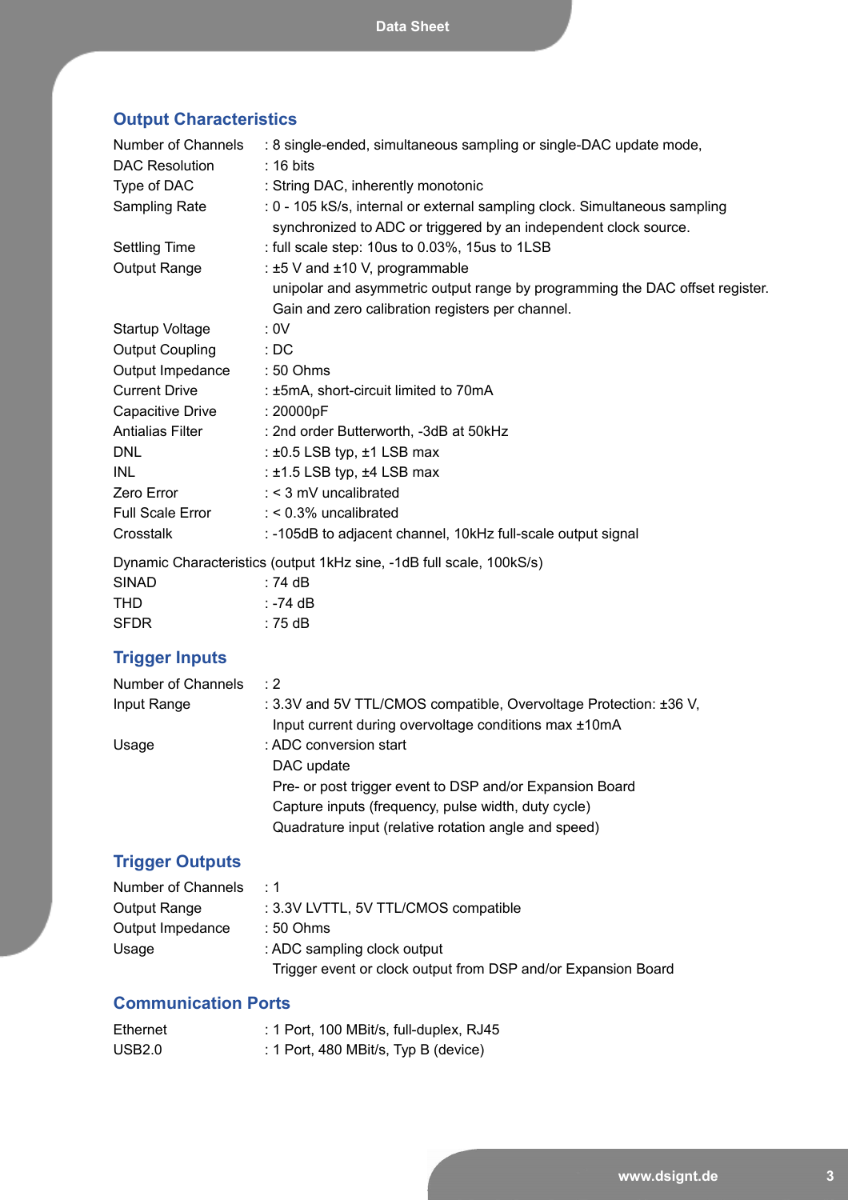## Output Characteristics

| | |
|---|---|
| Number of Channels | : 8 single-ended, simultaneous sampling or single-DAC update mode, |
| DAC Resolution | : 16 bits |
| Type of DAC | : String DAC, inherently monotonic |
| Sampling Rate | : 0 - 105 kS/s, internal or external sampling clock. Simultaneous sampling synchronized to ADC or triggered by an independent clock source. |
| Settling Time | : full scale step: 10us to 0.03%, 15us to 1LSB |
| Output Range | : ±5 V and ±10 V, programmable unipolar and asymmetric output range by programming the DAC offset register. Gain and zero calibration registers per channel. |
| Startup Voltage | : 0V |
| Output Coupling | : DC |
| Output Impedance | : 50 Ohms |
| Current Drive | : ±5mA, short-circuit limited to 70mA |
| Capacitive Drive | : 20000pF |
| Antialias Filter | : 2nd order Butterworth, -3dB at 50kHz |
| DNL | : ±0.5 LSB typ, ±1 LSB max |
| INL | : ±1.5 LSB typ, ±4 LSB max |
| Zero Error | : < 3 mV uncalibrated |
| Full Scale Error | : < 0.3% uncalibrated |
| Crosstalk | : -105dB to adjacent channel, 10kHz full-scale output signal |

Dynamic Characteristics (output 1kHz sine, -1dB full scale, 100kS/s)

| | |
|---|---|
| SINAD | : 74 dB |
| THD | : -74 dB |
| SFDR | : 75 dB |

## Trigger Inputs

| | |
|---|---|
| Number of Channels | : 2 |
| Input Range | : 3.3V and 5V TTL/CMOS compatible, Overvoltage Protection: ±36 V, Input current during overvoltage conditions max ±10mA |
| Usage | : ADC conversion start<br>DAC update<br>Pre- or post trigger event to DSP and/or Expansion Board<br>Capture inputs (frequency, pulse width, duty cycle)<br>Quadrature input (relative rotation angle and speed) |

## Trigger Outputs

| | |
|---|---|
| Number of Channels | : 1 |
| Output Range | : 3.3V LVTTL, 5V TTL/CMOS compatible |
| Output Impedance | : 50 Ohms |
| Usage | : ADC sampling clock output<br>Trigger event or clock output from DSP and/or Expansion Board |

## Communication Ports

| | |
|---|---|
| Ethernet | : 1 Port, 100 MBit/s, full-duplex, RJ45 |
| USB2.0 | : 1 Port, 480 MBit/s, Typ B (device) |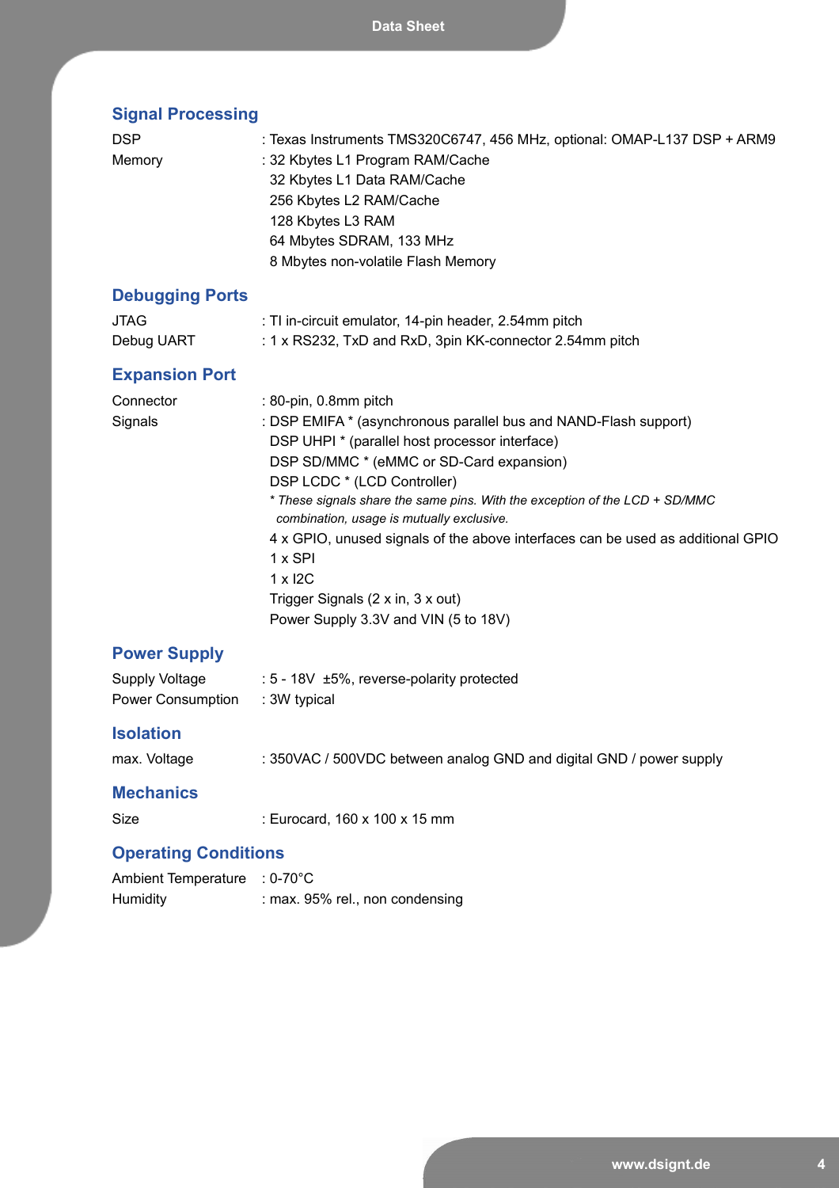## Signal Processing

| | |
|---|---|
| DSP | : Texas Instruments TMS320C6747, 456 MHz, optional: OMAP-L137 DSP + ARM9 |
| Memory | : 32 Kbytes L1 Program RAM/Cache<br>32 Kbytes L1 Data RAM/Cache<br>256 Kbytes L2 RAM/Cache<br>128 Kbytes L3 RAM<br>64 Mbytes SDRAM, 133 MHz<br>8 Mbytes non-volatile Flash Memory |

## Debugging Ports

| | |
|---|---|
| JTAG | : TI in-circuit emulator, 14-pin header, 2.54mm pitch |
| Debug UART | : 1 x RS232, TxD and RxD, 3pin KK-connector 2.54mm pitch |

## Expansion Port

| | |
|---|---|
| Connector | : 80-pin, 0.8mm pitch |
| Signals | : DSP EMIFA * (asynchronous parallel bus and NAND-Flash support)<br>DSP UHPI * (parallel host processor interface)<br>DSP SD/MMC * (eMMC or SD-Card expansion)<br>DSP LCDC * (LCD Controller)<br>*\* These signals share the same pins. With the exception of the LCD + SD/MMC combination, usage is mutually exclusive.*<br>4 x GPIO, unused signals of the above interfaces can be used as additional GPIO<br>1 x SPI<br>1 x I2C<br>Trigger Signals (2 x in, 3 x out)<br>Power Supply 3.3V and VIN (5 to 18V) |

## Power Supply

| | |
|---|---|
| Supply Voltage | : 5 - 18V ±5%, reverse-polarity protected |
| Power Consumption | : 3W typical |

## Isolation

| | |
|---|---|
| max. Voltage | : 350VAC / 500VDC between analog GND and digital GND / power supply |

## Mechanics

| | |
|---|---|
| Size | : Eurocard, 160 x 100 x 15 mm |

## Operating Conditions

| | |
|---|---|
| Ambient Temperature | : 0-70°C |
| Humidity | : max. 95% rel., non condensing |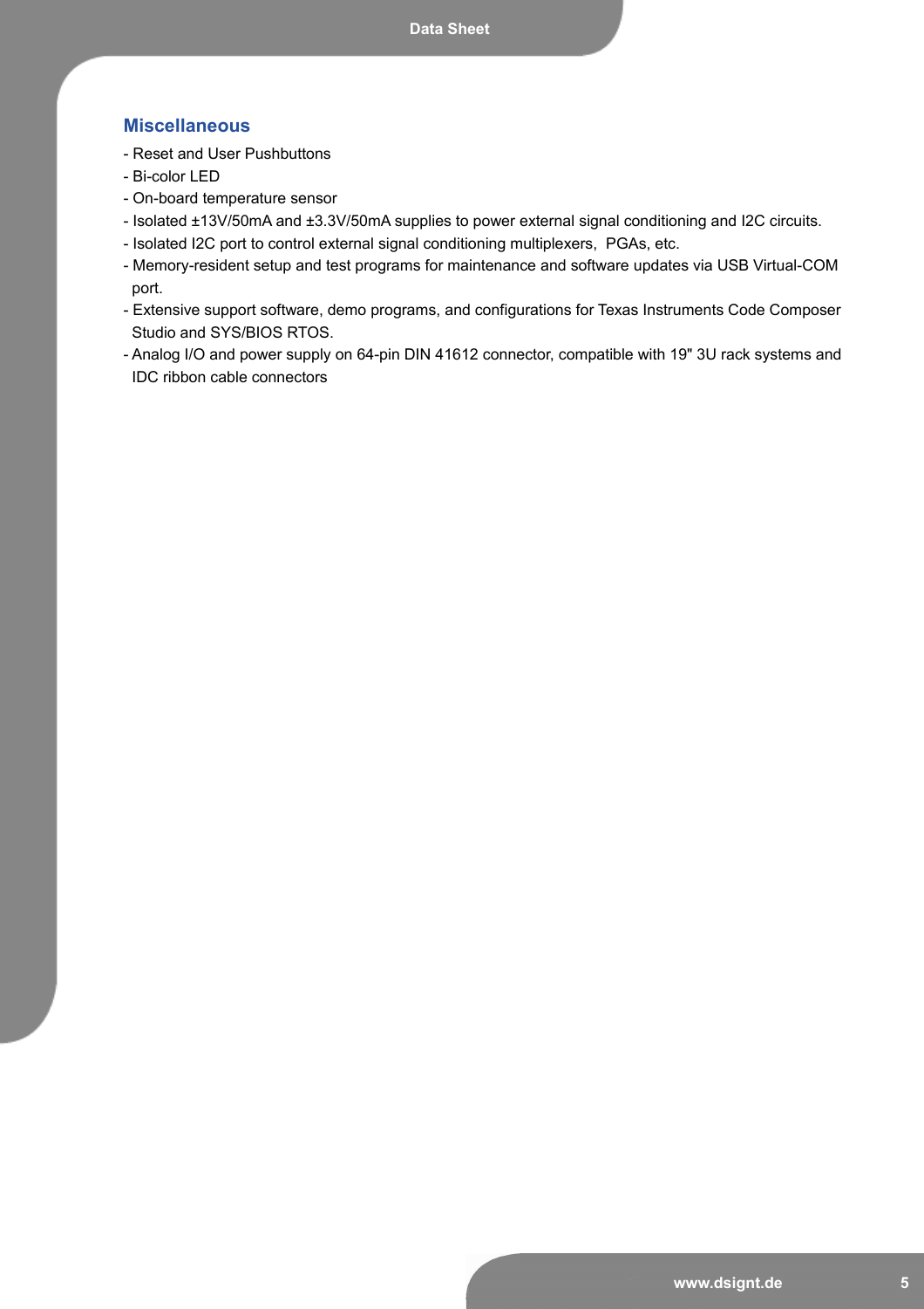## Miscellaneous

- Reset and User Pushbuttons
- Bi-color LED
- On-board temperature sensor
- Isolated ±13V/50mA and ±3.3V/50mA supplies to power external signal conditioning and I2C circuits.
- Isolated I2C port to control external signal conditioning multiplexers, PGAs, etc.
- Memory-resident setup and test programs for maintenance and software updates via USB Virtual-COM port.
- Extensive support software, demo programs, and configurations for Texas Instruments Code Composer Studio and SYS/BIOS RTOS.
- Analog I/O and power supply on 64-pin DIN 41612 connector, compatible with 19" 3U rack systems and IDC ribbon cable connectors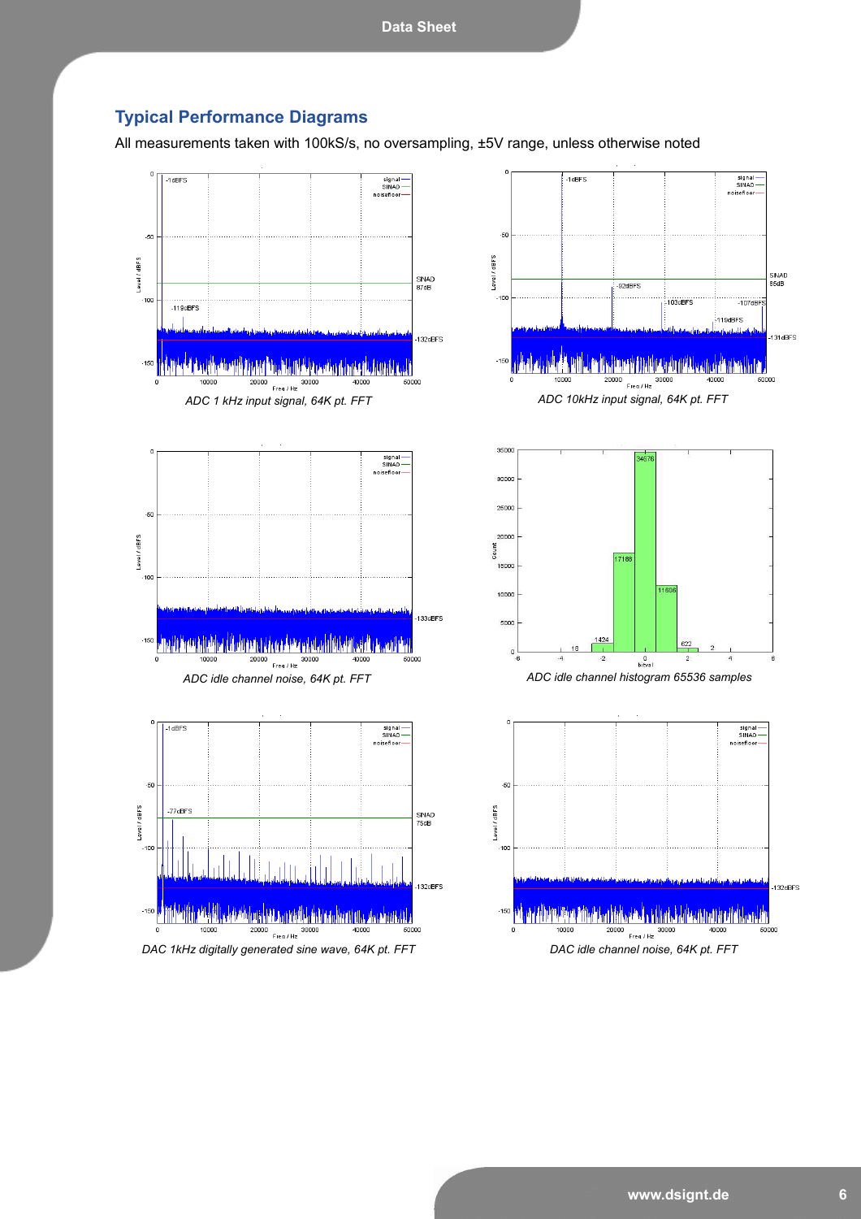## Typical Performance Diagrams

All measurements taken with 100kS/s, no oversampling, ±5V range, unless otherwise noted

*ADC 1 kHz input signal, 64K pt. FFT*

*ADC 10kHz input signal, 64K pt. FFT*

*ADC idle channel noise, 64K pt. FFT*

*ADC idle channel histogram 65536 samples*

*DAC 1kHz digitally generated sine wave, 64K pt. FFT*

*DAC idle channel noise, 64K pt. FFT*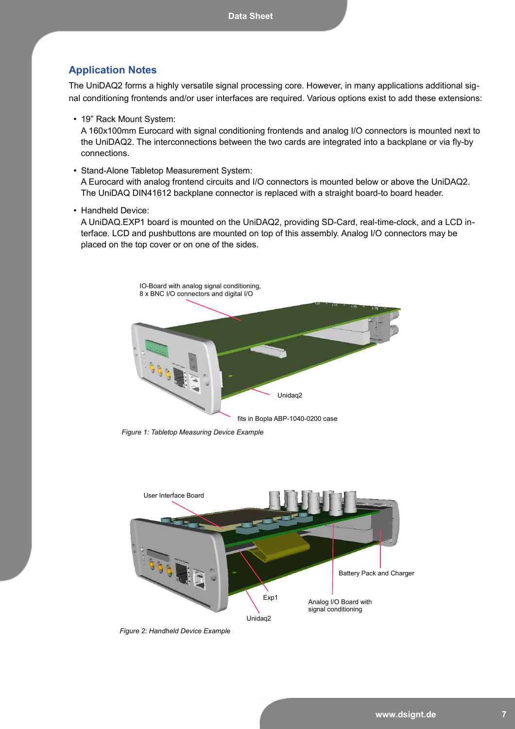## Application Notes

The UniDAQ2 forms a highly versatile signal processing core. However, in many applications additional signal conditioning frontends and/or user interfaces are required. Various options exist to add these extensions:

- 19" Rack Mount System:
  A 160x100mm Eurocard with signal conditioning frontends and analog I/O connectors is mounted next to the UniDAQ2. The interconnections between the two cards are integrated into a backplane or via fly-by connections.
- Stand-Alone Tabletop Measurement System:
  A Eurocard with analog frontend circuits and I/O connectors is mounted below or above the UniDAQ2. The UniDAQ DIN41612 backplane connector is replaced with a straight board-to board header.
- Handheld Device:
  A UniDAQ.EXP1 board is mounted on the UniDAQ2, providing SD-Card, real-time-clock, and a LCD interface. LCD and pushbuttons are mounted on top of this assembly. Analog I/O connectors may be placed on the top cover or on one of the sides.

IO-Board with analog signal conditioning, 8 x BNC I/O connectors and digital I/O

Unidaq2

fits in Bopla ABP-1040-0200 case

*Figure 1: Tabletop Measuring Device Example*

User Interface Board

Battery Pack and Charger

Exp1

Analog I/O Board with signal conditioning

Unidaq2

*Figure 2: Handheld Device Example*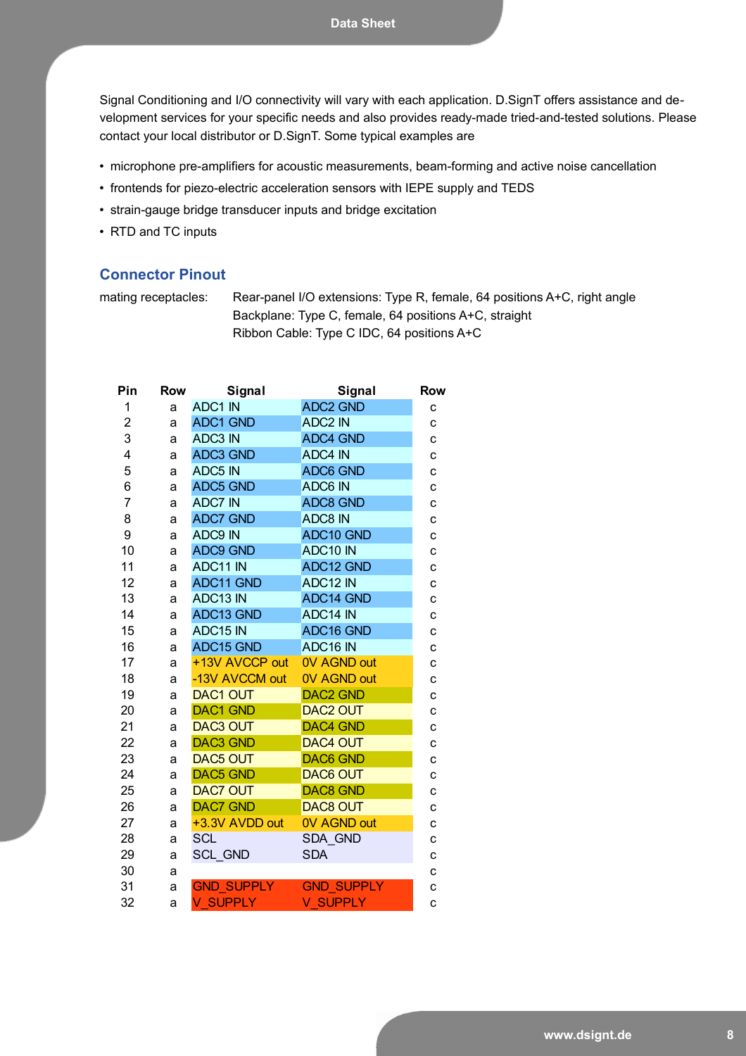Signal Conditioning and I/O connectivity will vary with each application. D.SignT offers assistance and development services for your specific needs and also provides ready-made tried-and-tested solutions. Please contact your local distributor or D.SignT. Some typical examples are

- microphone pre-amplifiers for acoustic measurements, beam-forming and active noise cancellation
- frontends for piezo-electric acceleration sensors with IEPE supply and TEDS
- strain-gauge bridge transducer inputs and bridge excitation
- RTD and TC inputs

## Connector Pinout

mating receptacles: Rear-panel I/O extensions: Type R, female, 64 positions A+C, right angle
Backplane: Type C, female, 64 positions A+C, straight
Ribbon Cable: Type C IDC, 64 positions A+C

| Pin | Row | Signal | Signal | Row |
|---|---|---|---|---|
| 1 | a | ADC1 IN | ADC2 GND | c |
| 2 | a | ADC1 GND | ADC2 IN | c |
| 3 | a | ADC3 IN | ADC4 GND | c |
| 4 | a | ADC3 GND | ADC4 IN | c |
| 5 | a | ADC5 IN | ADC6 GND | c |
| 6 | a | ADC5 GND | ADC6 IN | c |
| 7 | a | ADC7 IN | ADC8 GND | c |
| 8 | a | ADC7 GND | ADC8 IN | c |
| 9 | a | ADC9 IN | ADC10 GND | c |
| 10 | a | ADC9 GND | ADC10 IN | c |
| 11 | a | ADC11 IN | ADC12 GND | c |
| 12 | a | ADC11 GND | ADC12 IN | c |
| 13 | a | ADC13 IN | ADC14 GND | c |
| 14 | a | ADC13 GND | ADC14 IN | c |
| 15 | a | ADC15 IN | ADC16 GND | c |
| 16 | a | ADC15 GND | ADC16 IN | c |
| 17 | a | +13V AVCCP out | 0V AGND out | c |
| 18 | a | -13V AVCCM out | 0V AGND out | c |
| 19 | a | DAC1 OUT | DAC2 GND | c |
| 20 | a | DAC1 GND | DAC2 OUT | c |
| 21 | a | DAC3 OUT | DAC4 GND | c |
| 22 | a | DAC3 GND | DAC4 OUT | c |
| 23 | a | DAC5 OUT | DAC6 GND | c |
| 24 | a | DAC5 GND | DAC6 OUT | c |
| 25 | a | DAC7 OUT | DAC8 GND | c |
| 26 | a | DAC7 GND | DAC8 OUT | c |
| 27 | a | +3.3V AVDD out | 0V AGND out | c |
| 28 | a | SCL | SDA_GND | c |
| 29 | a | SCL_GND | SDA | c |
| 30 | a | | | c |
| 31 | a | GND_SUPPLY | GND_SUPPLY | c |
| 32 | a | V_SUPPLY | V_SUPPLY | c |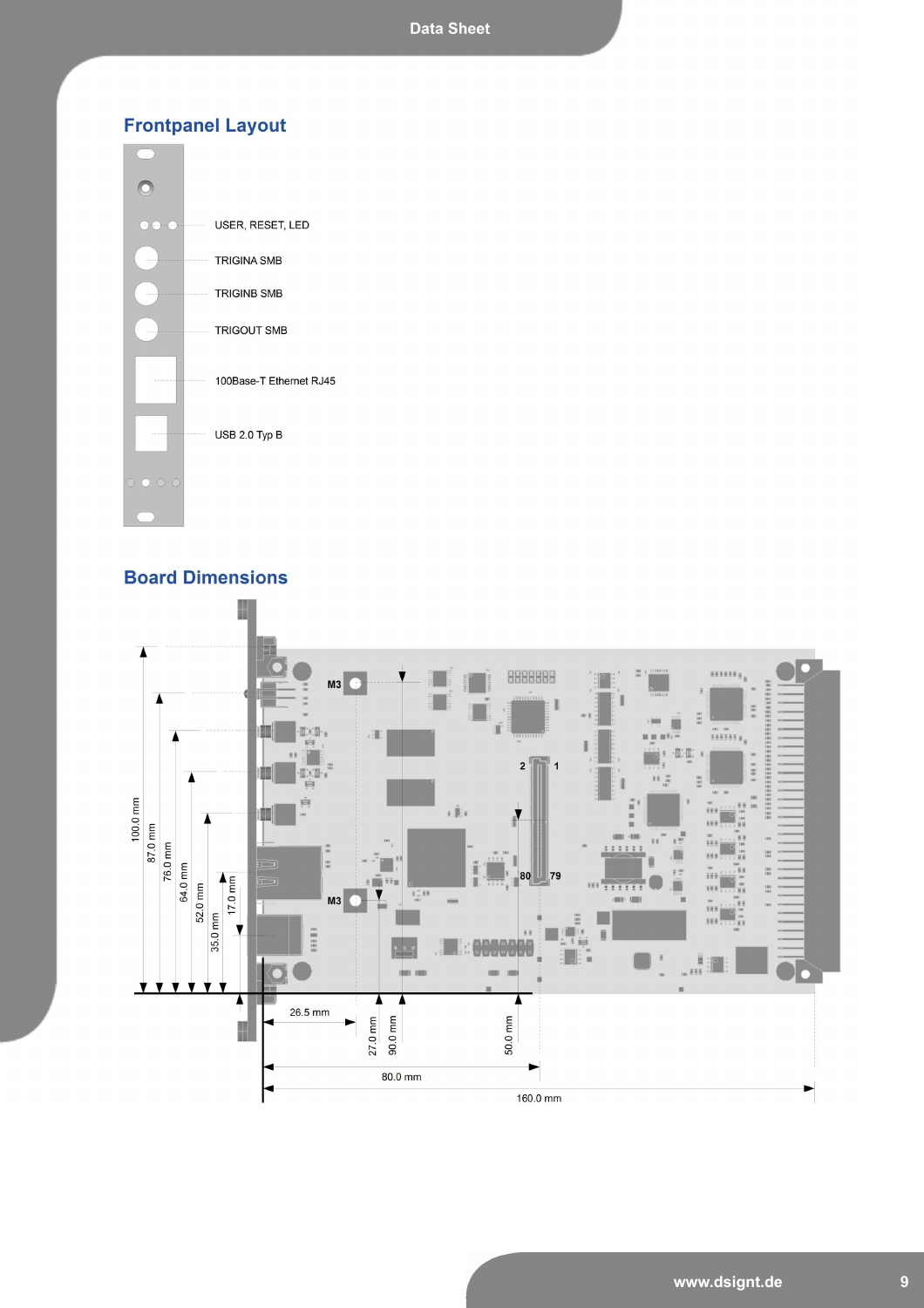## Frontpanel Layout

USER, RESET, LED

TRIGINA SMB

TRIGINB SMB

TRIGOUT SMB

100Base-T Ethernet RJ45

USB 2.0 Typ B

## Board Dimensions

100.0 mm

87.0 mm

76.0 mm

64.0 mm

52.0 mm

35.0 mm

17.0 mm

M3

M3

2

1

80

79

26.5 mm

27.0 mm

90.0 mm

50.0 mm

80.0 mm

160.0 mm